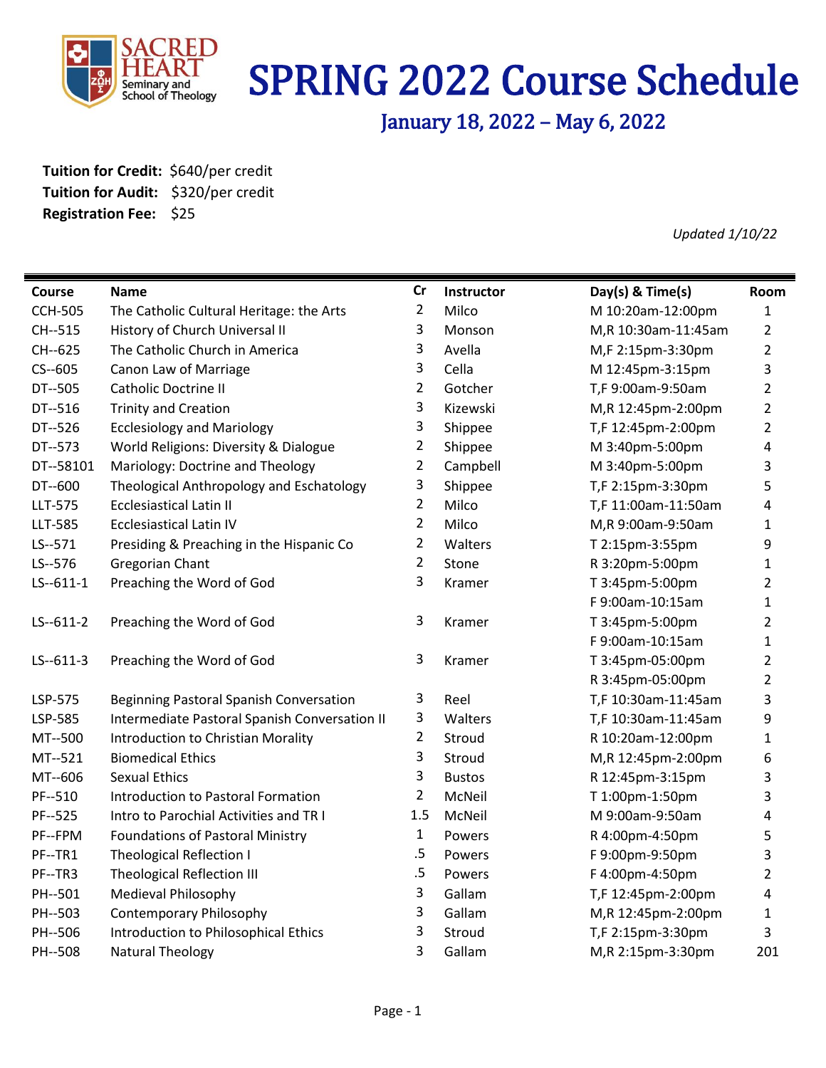# SPRING 2022 Course Schedule

## January 18, 2022 – May 6, 2022

**Tuition for Credit:** $640/per credit
**Tuition for Audit:** $320/per credit
**Registration Fee:** $25

*Updated 1/10/22*

| Course | Name | Cr | Instructor | Day(s) & Time(s) | Room |
|---|---|---|---|---|---|
| CCH-505 | The Catholic Cultural Heritage: the Arts | 2 | Milco | M 10:20am-12:00pm | 1 |
| CH--515 | History of Church Universal II | 3 | Monson | M,R 10:30am-11:45am | 2 |
| CH--625 | The Catholic Church in America | 3 | Avella | M,F 2:15pm-3:30pm | 2 |
| CS--605 | Canon Law of Marriage | 3 | Cella | M 12:45pm-3:15pm | 3 |
| DT--505 | Catholic Doctrine II | 2 | Gotcher | T,F 9:00am-9:50am | 2 |
| DT--516 | Trinity and Creation | 3 | Kizewski | M,R 12:45pm-2:00pm | 2 |
| DT--526 | Ecclesiology and Mariology | 3 | Shippee | T,F 12:45pm-2:00pm | 2 |
| DT--573 | World Religions: Diversity & Dialogue | 2 | Shippee | M 3:40pm-5:00pm | 4 |
| DT--58101 | Mariology: Doctrine and Theology | 2 | Campbell | M 3:40pm-5:00pm | 3 |
| DT--600 | Theological Anthropology and Eschatology | 3 | Shippee | T,F 2:15pm-3:30pm | 5 |
| LLT-575 | Ecclesiastical Latin II | 2 | Milco | T,F 11:00am-11:50am | 4 |
| LLT-585 | Ecclesiastical Latin IV | 2 | Milco | M,R 9:00am-9:50am | 1 |
| LS--571 | Presiding & Preaching in the Hispanic Co | 2 | Walters | T 2:15pm-3:55pm | 9 |
| LS--576 | Gregorian Chant | 2 | Stone | R 3:20pm-5:00pm | 1 |
| LS--611-1 | Preaching the Word of God | 3 | Kramer | T 3:45pm-5:00pm | 2 |
| | | | | F 9:00am-10:15am | 1 |
| LS--611-2 | Preaching the Word of God | 3 | Kramer | T 3:45pm-5:00pm | 2 |
| | | | | F 9:00am-10:15am | 1 |
| LS--611-3 | Preaching the Word of God | 3 | Kramer | T 3:45pm-05:00pm | 2 |
| | | | | R 3:45pm-05:00pm | 2 |
| LSP-575 | Beginning Pastoral Spanish Conversation | 3 | Reel | T,F 10:30am-11:45am | 3 |
| LSP-585 | Intermediate Pastoral Spanish Conversation II | 3 | Walters | T,F 10:30am-11:45am | 9 |
| MT--500 | Introduction to Christian Morality | 2 | Stroud | R 10:20am-12:00pm | 1 |
| MT--521 | Biomedical Ethics | 3 | Stroud | M,R 12:45pm-2:00pm | 6 |
| MT--606 | Sexual Ethics | 3 | Bustos | R 12:45pm-3:15pm | 3 |
| PF--510 | Introduction to Pastoral Formation | 2 | McNeil | T 1:00pm-1:50pm | 3 |
| PF--525 | Intro to Parochial Activities and TR I | 1.5 | McNeil | M 9:00am-9:50am | 4 |
| PF--FPM | Foundations of Pastoral Ministry | 1 | Powers | R 4:00pm-4:50pm | 5 |
| PF--TR1 | Theological Reflection I | .5 | Powers | F 9:00pm-9:50pm | 3 |
| PF--TR3 | Theological Reflection III | .5 | Powers | F 4:00pm-4:50pm | 2 |
| PH--501 | Medieval Philosophy | 3 | Gallam | T,F 12:45pm-2:00pm | 4 |
| PH--503 | Contemporary Philosophy | 3 | Gallam | M,R 12:45pm-2:00pm | 1 |
| PH--506 | Introduction to Philosophical Ethics | 3 | Stroud | T,F 2:15pm-3:30pm | 3 |
| PH--508 | Natural Theology | 3 | Gallam | M,R 2:15pm-3:30pm | 201 |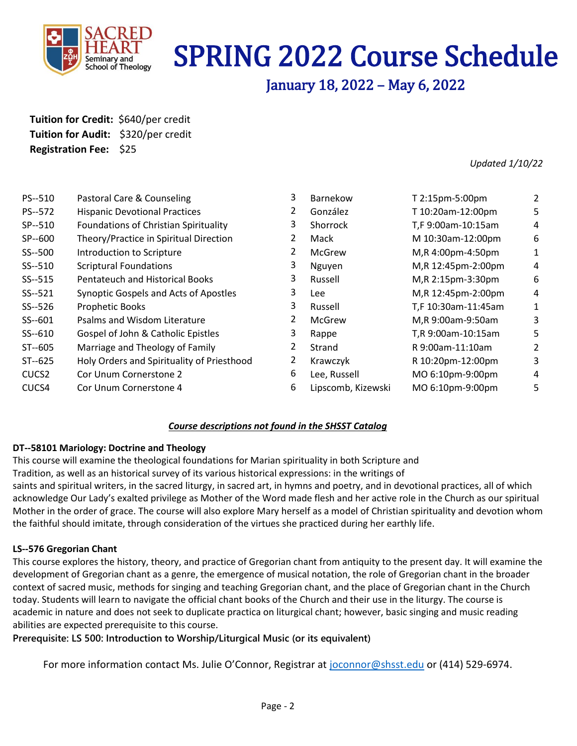# SPRING 2022 Course Schedule

## January 18, 2022 – May 6, 2022

**Tuition for Credit:** $640/per credit
**Tuition for Audit:** $320/per credit
**Registration Fee:** $25

*Updated 1/10/22*

| | | | | | |
|---|---|---|---|---|---|
| PS--510 | Pastoral Care & Counseling | 3 | Barnekow | T 2:15pm-5:00pm | 2 |
| PS--572 | Hispanic Devotional Practices | 2 | González | T 10:20am-12:00pm | 5 |
| SP--510 | Foundations of Christian Spirituality | 3 | Shorrock | T,F 9:00am-10:15am | 4 |
| SP--600 | Theory/Practice in Spiritual Direction | 2 | Mack | M 10:30am-12:00pm | 6 |
| SS--500 | Introduction to Scripture | 2 | McGrew | M,R 4:00pm-4:50pm | 1 |
| SS--510 | Scriptural Foundations | 3 | Nguyen | M,R 12:45pm-2:00pm | 4 |
| SS--515 | Pentateuch and Historical Books | 3 | Russell | M,R 2:15pm-3:30pm | 6 |
| SS--521 | Synoptic Gospels and Acts of Apostles | 3 | Lee | M,R 12:45pm-2:00pm | 4 |
| SS--526 | Prophetic Books | 3 | Russell | T,F 10:30am-11:45am | 1 |
| SS--601 | Psalms and Wisdom Literature | 2 | McGrew | M,R 9:00am-9:50am | 3 |
| SS--610 | Gospel of John & Catholic Epistles | 3 | Rappe | T,R 9:00am-10:15am | 5 |
| ST--605 | Marriage and Theology of Family | 2 | Strand | R 9:00am-11:10am | 2 |
| ST--625 | Holy Orders and Spirituality of Priesthood | 2 | Krawczyk | R 10:20pm-12:00pm | 3 |
| CUCS2 | Cor Unum Cornerstone 2 | 6 | Lee, Russell | MO 6:10pm-9:00pm | 4 |
| CUCS4 | Cor Unum Cornerstone 4 | 6 | Lipscomb, Kizewski | MO 6:10pm-9:00pm | 5 |

***Course descriptions not found in the SHSST Catalog***

**DT--58101 Mariology: Doctrine and Theology**

This course will examine the theological foundations for Marian spirituality in both Scripture and Tradition, as well as an historical survey of its various historical expressions: in the writings of saints and spiritual writers, in the sacred liturgy, in sacred art, in hymns and poetry, and in devotional practices, all of which acknowledge Our Lady's exalted privilege as Mother of the Word made flesh and her active role in the Church as our spiritual Mother in the order of grace. The course will also explore Mary herself as a model of Christian spirituality and devotion whom the faithful should imitate, through consideration of the virtues she practiced during her earthly life.

**LS--576 Gregorian Chant**

This course explores the history, theory, and practice of Gregorian chant from antiquity to the present day. It will examine the development of Gregorian chant as a genre, the emergence of musical notation, the role of Gregorian chant in the broader context of sacred music, methods for singing and teaching Gregorian chant, and the place of Gregorian chant in the Church today. Students will learn to navigate the official chant books of the Church and their use in the liturgy. The course is academic in nature and does not seek to duplicate practica on liturgical chant; however, basic singing and music reading abilities are expected prerequisite to this course.

**Prerequisite: LS 500: Introduction to Worship/Liturgical Music (or its equivalent)**

For more information contact Ms. Julie O'Connor, Registrar at joconnor@shsst.edu or (414) 529-6974.